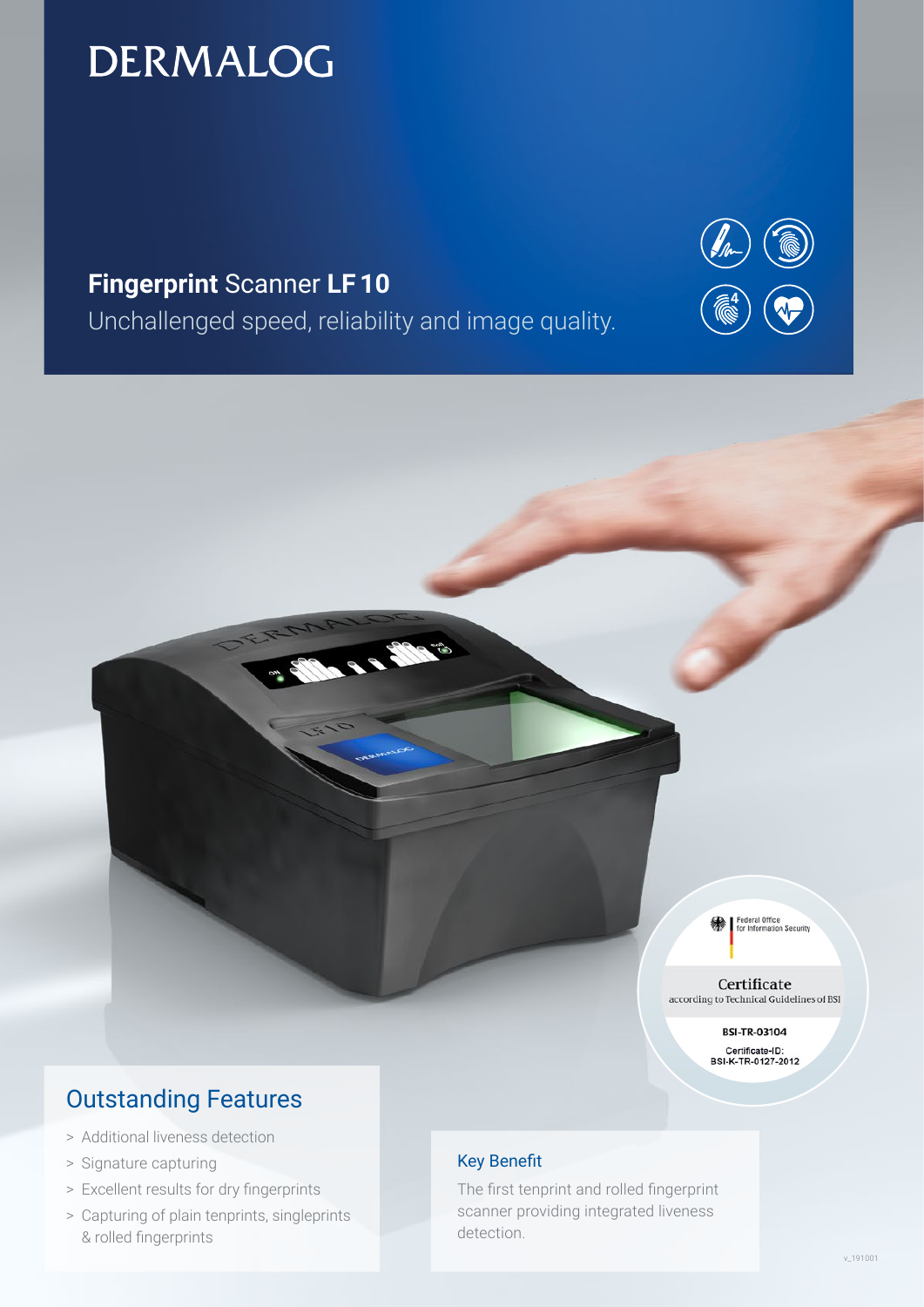# DERMALOG

## **Fingerprint** Scanner **LF 10**

Unchallenged speed, reliability and image quality.

Federal Office for Information Security

Certificate
according to Technical Guidelines of BSI

BSI-TR-03104

Certificate-ID:
BSI-K-TR-0127-2012

## Outstanding Features

> Additional liveness detection
> Signature capturing
> Excellent results for dry fingerprints
> Capturing of plain tenprints, singleprints & rolled fingerprints

### Key Benefit

The first tenprint and rolled fingerprint scanner providing integrated liveness detection.

v_191001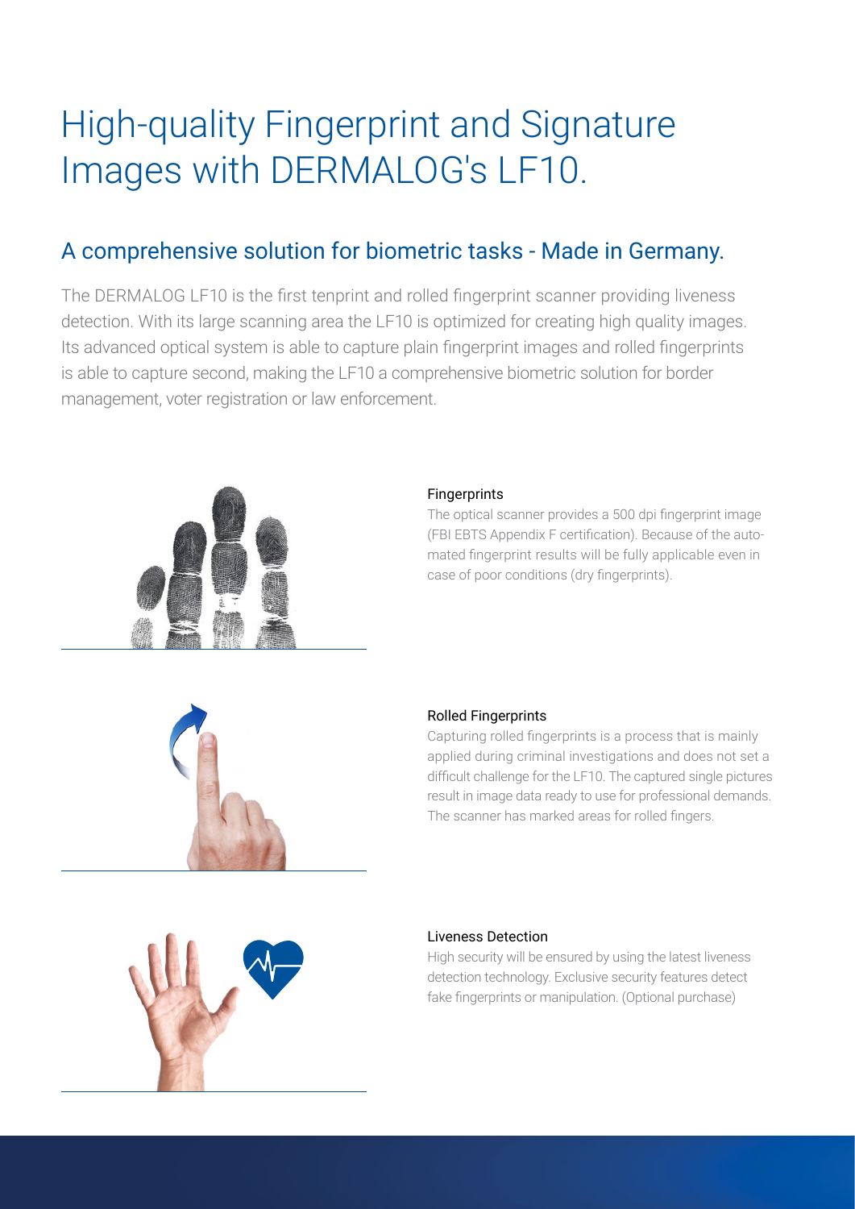# High-quality Fingerprint and Signature Images with DERMALOG's LF10.

## A comprehensive solution for biometric tasks - Made in Germany.

The DERMALOG LF10 is the first tenprint and rolled fingerprint scanner providing liveness detection. With its large scanning area the LF10 is optimized for creating high quality images. Its advanced optical system is able to capture plain fingerprint images and rolled fingerprints is able to capture second, making the LF10 a comprehensive biometric solution for border management, voter registration or law enforcement.

### Fingerprints

The optical scanner provides a 500 dpi fingerprint image (FBI EBTS Appendix F certification). Because of the automated fingerprint results will be fully applicable even in case of poor conditions (dry fingerprints).

### Rolled Fingerprints

Capturing rolled fingerprints is a process that is mainly applied during criminal investigations and does not set a difficult challenge for the LF10. The captured single pictures result in image data ready to use for professional demands. The scanner has marked areas for rolled fingers.

### Liveness Detection

High security will be ensured by using the latest liveness detection technology. Exclusive security features detect fake fingerprints or manipulation. (Optional purchase)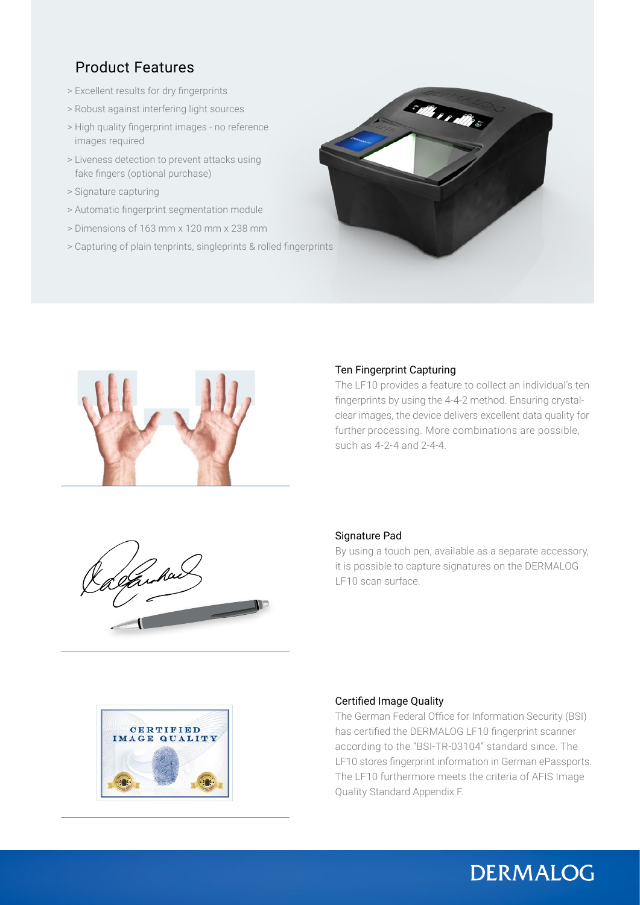## Product Features

> Excellent results for dry fingerprints
> Robust against interfering light sources
> High quality fingerprint images - no reference images required
> Liveness detection to prevent attacks using fake fingers (optional purchase)
> Signature capturing
> Automatic fingerprint segmentation module
> Dimensions of 163 mm x 120 mm x 238 mm
> Capturing of plain tenprints, singleprints & rolled fingerprints

### Ten Fingerprint Capturing

The LF10 provides a feature to collect an individual's ten fingerprints by using the 4-4-2 method. Ensuring crystal-clear images, the device delivers excellent data quality for further processing. More combinations are possible, such as 4-2-4 and 2-4-4.

### Signature Pad

By using a touch pen, available as a separate accessory, it is possible to capture signatures on the DERMALOG LF10 scan surface.

### Certified Image Quality

The German Federal Office for Information Security (BSI) has certified the DERMALOG LF10 fingerprint scanner according to the "BSI-TR-03104" standard since. The LF10 stores fingerprint information in German ePassports. The LF10 furthermore meets the criteria of AFIS Image Quality Standard Appendix F.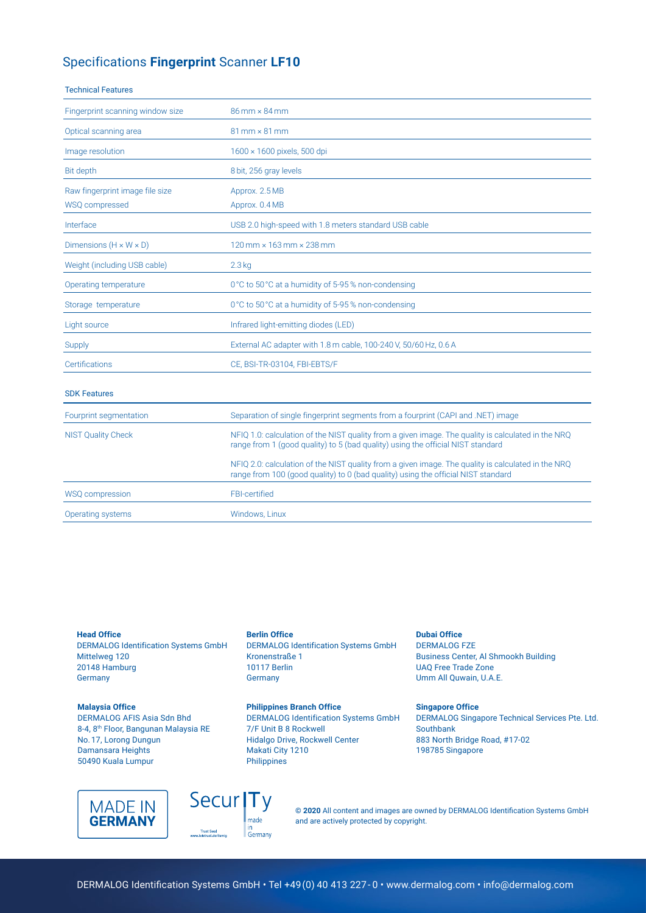# Specifications **Fingerprint** Scanner **LF10**

## Technical Features

| | |
|---|---|
| Fingerprint scanning window size | 86 mm × 84 mm |
| Optical scanning area | 81 mm × 81 mm |
| Image resolution | 1600 × 1600 pixels, 500 dpi |
| Bit depth | 8 bit, 256 gray levels |
| Raw fingerprint image file size<br>WSQ compressed | Approx. 2.5 MB<br>Approx. 0.4 MB |
| Interface | USB 2.0 high-speed with 1.8 meters standard USB cable |
| Dimensions (H × W × D) | 120 mm × 163 mm × 238 mm |
| Weight (including USB cable) | 2.3 kg |
| Operating temperature | 0 °C to 50 °C at a humidity of 5-95 % non-condensing |
| Storage temperature | 0 °C to 50 °C at a humidity of 5-95 % non-condensing |
| Light source | Infrared light-emitting diodes (LED) |
| Supply | External AC adapter with 1.8 m cable, 100-240 V, 50/60 Hz, 0.6 A |
| Certifications | CE, BSI-TR-03104, FBI-EBTS/F |

## SDK Features

| | |
|---|---|
| Fourprint segmentation | Separation of single fingerprint segments from a fourprint (CAPI and .NET) image |
| NIST Quality Check | NFIQ 1.0: calculation of the NIST quality from a given image. The quality is calculated in the NRQ range from 1 (good quality) to 5 (bad quality) using the official NIST standard<br><br>NFIQ 2.0: calculation of the NIST quality from a given image. The quality is calculated in the NRQ range from 100 (good quality) to 0 (bad quality) using the official NIST standard |
| WSQ compression | FBI-certified |
| Operating systems | Windows, Linux |

**Head Office**
DERMALOG Identification Systems GmbH
Mittelweg 120
20148 Hamburg
Germany

**Malaysia Office**
DERMALOG AFIS Asia Sdn Bhd
8-4, 8th Floor, Bangunan Malaysia RE
No. 17, Lorong Dungun
Damansara Heights
50490 Kuala Lumpur

**Berlin Office**
DERMALOG Identification Systems GmbH
Kronenstraße 1
10117 Berlin
Germany

**Philippines Branch Office**
DERMALOG Identification Systems GmbH
7/F Unit B 8 Rockwell
Hidalgo Drive, Rockwell Center
Makati City 1210
Philippines

**Dubai Office**
DERMALOG FZE
Business Center, Al Shmookh Building
UAQ Free Trade Zone
Umm All Quwain, U.A.E.

**Singapore Office**
DERMALOG Singapore Technical Services Pte. Ltd.
Southbank
883 North Bridge Road, #17-02
198785 Singapore

MADE IN **GERMANY**

SecurITy made in Germany

© **2020** All content and images are owned by DERMALOG Identification Systems GmbH and are actively protected by copyright.

DERMALOG Identification Systems GmbH • Tel +49 (0) 40 413 227 - 0 • www.dermalog.com • info@dermalog.com